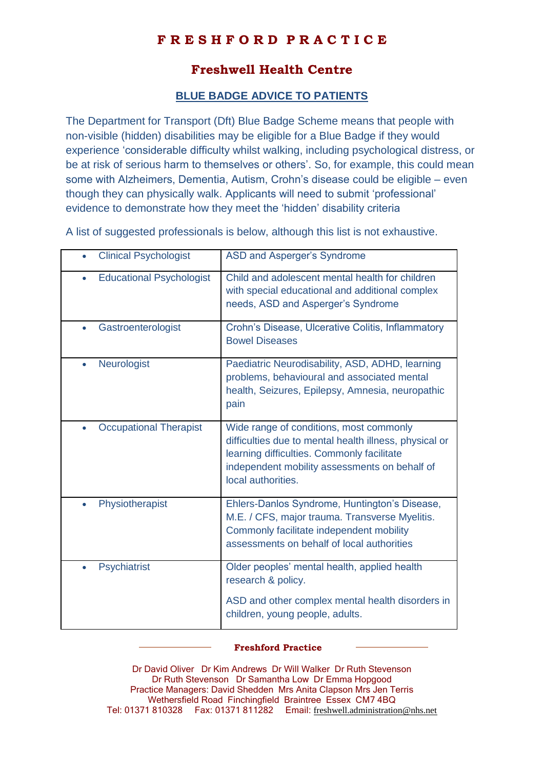# FRESHFORD PRACTICE

## Freshwell Health Centre

### BLUE BADGE ADVICE TO PATIENTS

The Department for Transport (Dft) Blue Badge Scheme means that people with non-visible (hidden) disabilities may be eligible for a Blue Badge if they would experience 'considerable difficulty whilst walking, including psychological distress, or be at risk of serious harm to themselves or others'. So, for example, this could mean some with Alzheimers, Dementia, Autism, Crohn's disease could be eligible – even though they can physically walk. Applicants will need to submit 'professional' evidence to demonstrate how they meet the 'hidden' disability criteria

A list of suggested professionals is below, although this list is not exhaustive.

| Professional | Conditions |
|---|---|
| • Clinical Psychologist | ASD and Asperger's Syndrome |
| • Educational Psychologist | Child and adolescent mental health for children with special educational and additional complex needs, ASD and Asperger's Syndrome |
| • Gastroenterologist | Crohn's Disease, Ulcerative Colitis, Inflammatory Bowel Diseases |
| • Neurologist | Paediatric Neurodisability, ASD, ADHD, learning problems, behavioural and associated mental health, Seizures, Epilepsy, Amnesia, neuropathic pain |
| • Occupational Therapist | Wide range of conditions, most commonly difficulties due to mental health illness, physical or learning difficulties. Commonly facilitate independent mobility assessments on behalf of local authorities. |
| • Physiotherapist | Ehlers-Danlos Syndrome, Huntington's Disease, M.E. / CFS, major trauma. Transverse Myelitis. Commonly facilitate independent mobility assessments on behalf of local authorities |
| • Psychiatrist | Older peoples' mental health, applied health research & policy.<br><br>ASD and other complex mental health disorders in children, young people, adults. |

**Freshford Practice**

Dr David Oliver Dr Kim Andrews Dr Will Walker Dr Ruth Stevenson
Dr Ruth Stevenson Dr Samantha Low Dr Emma Hopgood
Practice Managers: David Shedden Mrs Anita Clapson Mrs Jen Terris
Wethersfield Road Finchingfield Braintree Essex CM7 4BQ
Tel: 01371 810328 Fax: 01371 811282 Email: freshwell.administration@nhs.net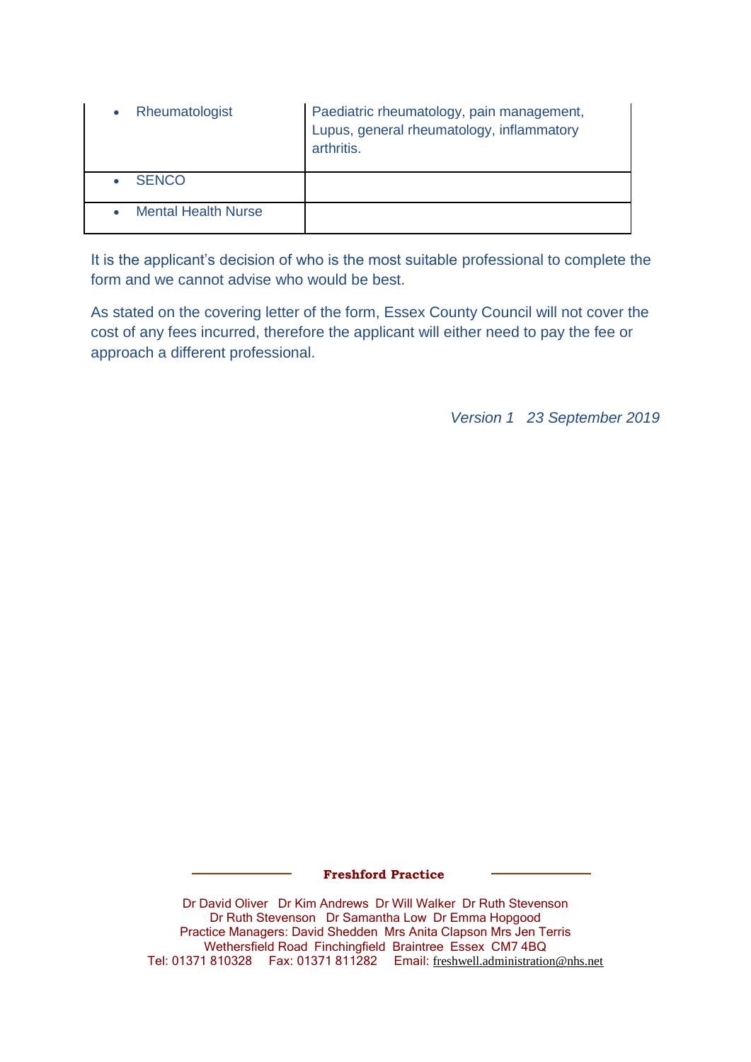| | |
|---|---|
| • Rheumatologist | Paediatric rheumatology, pain management, Lupus, general rheumatology, inflammatory arthritis. |
| • SENCO | |
| • Mental Health Nurse | |

It is the applicant's decision of who is the most suitable professional to complete the form and we cannot advise who would be best.

As stated on the covering letter of the form, Essex County Council will not cover the cost of any fees incurred, therefore the applicant will either need to pay the fee or approach a different professional.

*Version 1   23 September 2019*

**Freshford Practice**

Dr David Oliver   Dr Kim Andrews  Dr Will Walker  Dr Ruth Stevenson
Dr Ruth Stevenson   Dr Samantha Low  Dr Emma Hopgood
Practice Managers: David Shedden  Mrs Anita Clapson Mrs Jen Terris
Wethersfield Road  Finchingfield  Braintree  Essex  CM7 4BQ
Tel: 01371 810328     Fax: 01371 811282     Email: freshwell.administration@nhs.net